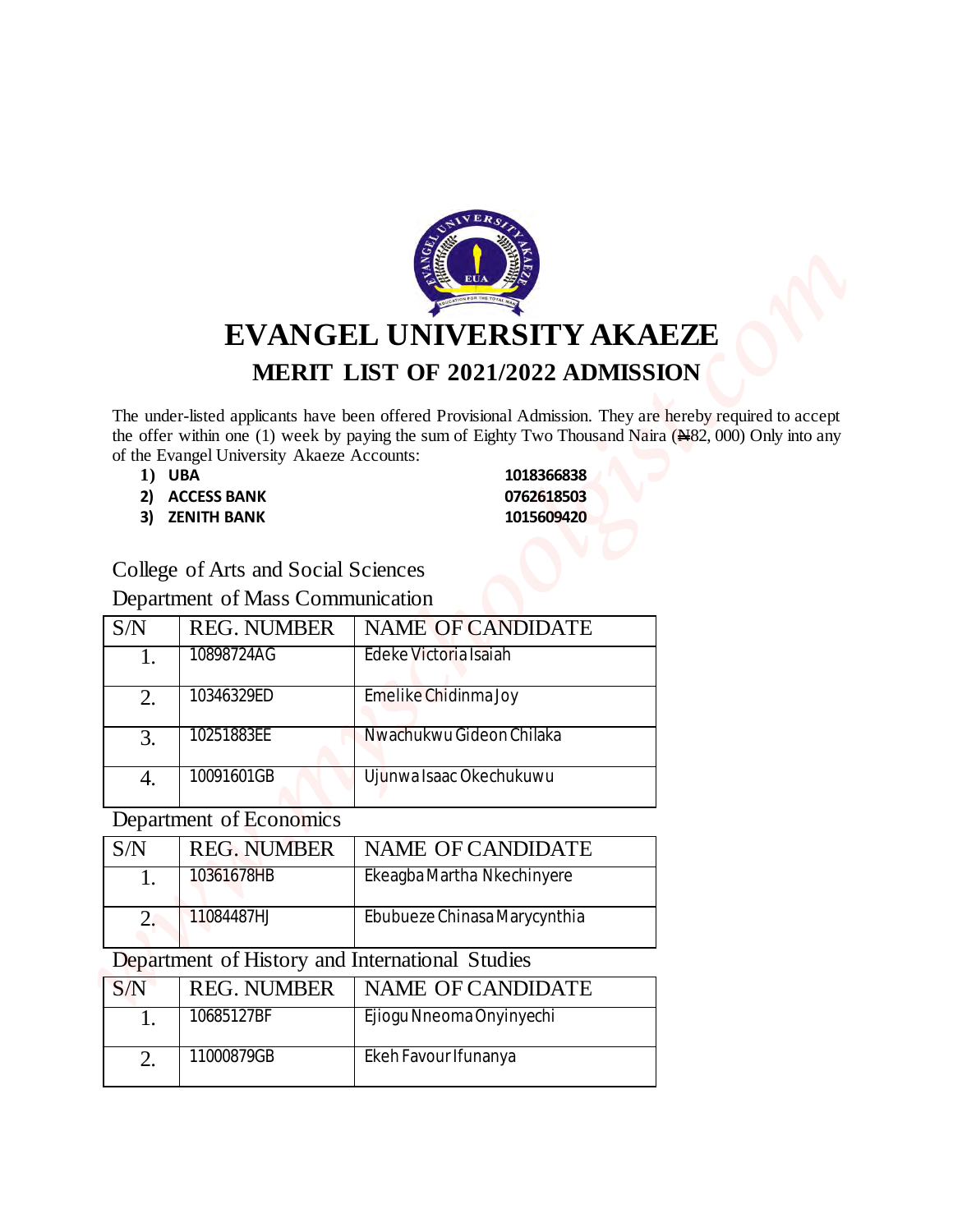# EVANGEL UNIVERSITY AKAEZE

## MERIT LIST OF 2021/2022 ADMISSION

The under-listed applicants have been offered Provisional Admission. They are hereby required to accept the offer within one (1) week by paying the sum of Eighty Two Thousand Naira (₦82, 000) Only into any of the Evangel University Akaeze Accounts:

1) **UBA** **1018366838**
2) **ACCESS BANK** **0762618503**
3) **ZENITH BANK** **1015609420**

College of Arts and Social Sciences

Department of Mass Communication

| S/N | REG. NUMBER | NAME OF CANDIDATE |
|---|---|---|
| 1. | 10898724AG | Edeke Victoria Isaiah |
| 2. | 10346329ED | Emelike Chidinma Joy |
| 3. | 10251883EE | Nwachukwu Gideon Chilaka |
| 4. | 10091601GB | Ujunwa Isaac Okechukuwu |

Department of Economics

| S/N | REG. NUMBER | NAME OF CANDIDATE |
|---|---|---|
| 1. | 10361678HB | Ekeagba Martha Nkechinyere |
| 2. | 11084487HJ | Ebubueze Chinasa Marycynthia |

Department of History and International Studies

| S/N | REG. NUMBER | NAME OF CANDIDATE |
|---|---|---|
| 1. | 10685127BF | Ejiogu Nneoma Onyinyechi |
| 2. | 11000879GB | Ekeh Favour Ifunanya |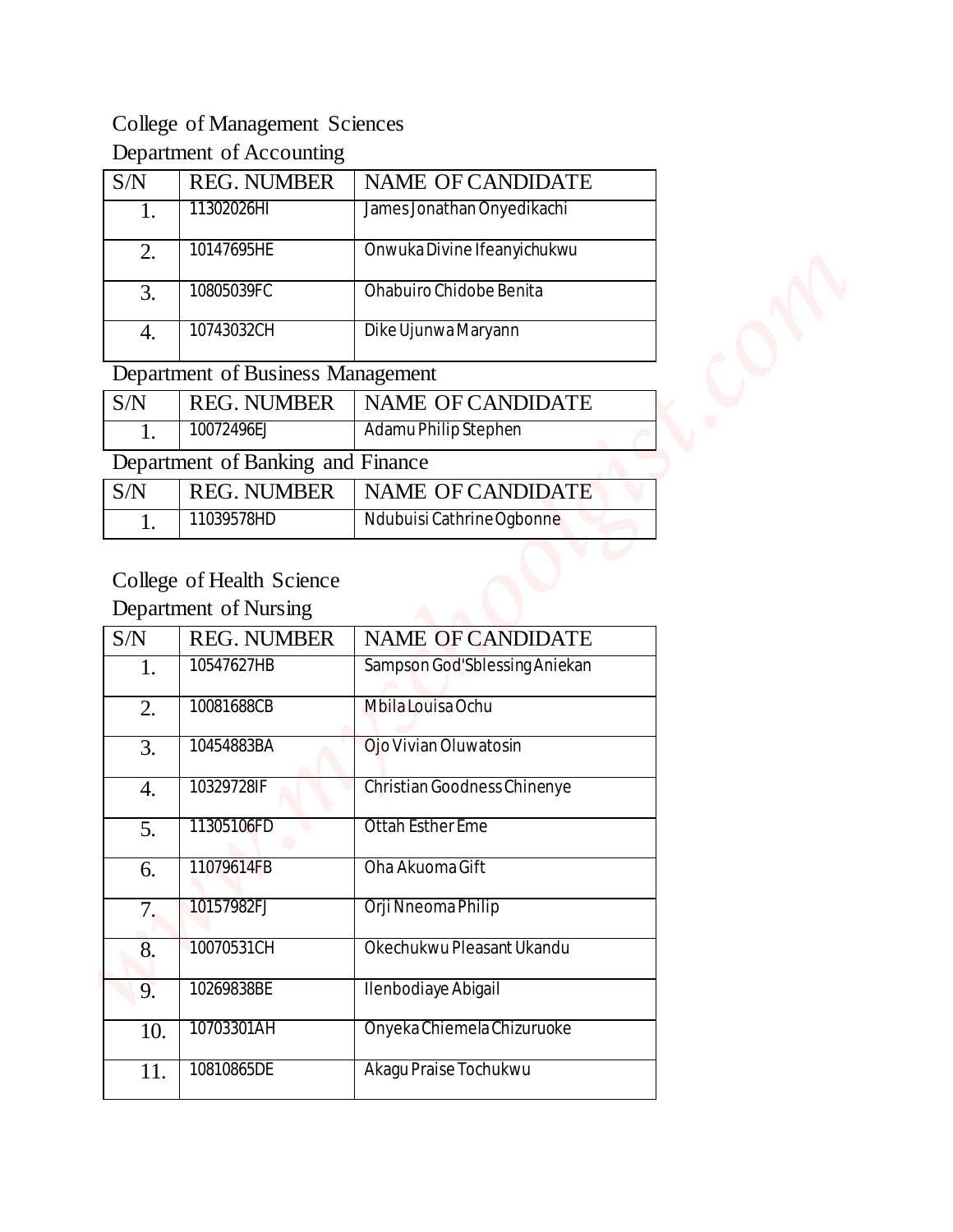## College of Management Sciences

### Department of Accounting

| S/N | REG. NUMBER | NAME OF CANDIDATE |
|---|---|---|
| 1. | 11302026HI | James Jonathan Onyedikachi |
| 2. | 10147695HE | Onwuka Divine Ifeanyichukwu |
| 3. | 10805039FC | Ohabuiro Chidobe Benita |
| 4. | 10743032CH | Dike Ujunwa Maryann |

### Department of Business Management

| S/N | REG. NUMBER | NAME OF CANDIDATE |
|---|---|---|
| 1. | 10072496EJ | Adamu Philip Stephen |

### Department of Banking and Finance

| S/N | REG. NUMBER | NAME OF CANDIDATE |
|---|---|---|
| 1. | 11039578HD | Ndubuisi Cathrine Ogbonne |

## College of Health Science

### Department of Nursing

| S/N | REG. NUMBER | NAME OF CANDIDATE |
|---|---|---|
| 1. | 10547627HB | Sampson God'Sblessing Aniekan |
| 2. | 10081688CB | Mbila Louisa Ochu |
| 3. | 10454883BA | Ojo Vivian Oluwatosin |
| 4. | 10329728IF | Christian Goodness Chinenye |
| 5. | 11305106FD | Ottah Esther Eme |
| 6. | 11079614FB | Oha Akuoma Gift |
| 7. | 10157982FJ | Orji Nneoma Philip |
| 8. | 10070531CH | Okechukwu Pleasant Ukandu |
| 9. | 10269838BE | Ilenbodiaye Abigail |
| 10. | 10703301AH | Onyeka Chiemela Chizuruoke |
| 11. | 10810865DE | Akagu Praise Tochukwu |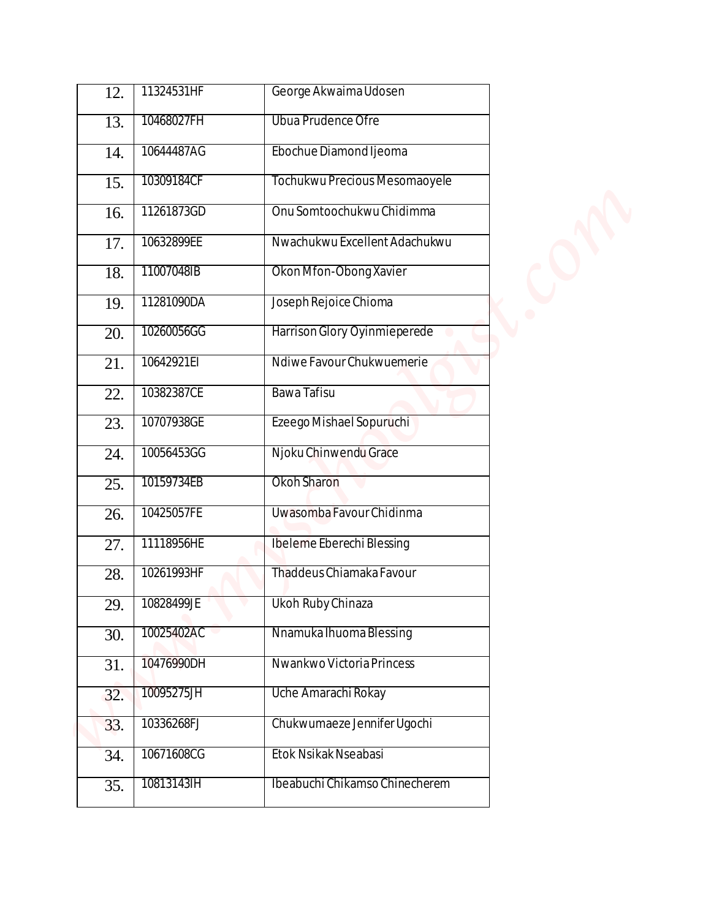| | | |
|---|---|---|
| 12. | 11324531HF | George Akwaima Udosen |
| 13. | 10468027FH | Ubua Prudence Ofre |
| 14. | 10644487AG | Ebochue Diamond Ijeoma |
| 15. | 10309184CF | Tochukwu Precious Mesomaoyele |
| 16. | 11261873GD | Onu Somtoochukwu Chidimma |
| 17. | 10632899EE | Nwachukwu Excellent Adachukwu |
| 18. | 11007048IB | Okon Mfon-Obong Xavier |
| 19. | 11281090DA | Joseph Rejoice Chioma |
| 20. | 10260056GG | Harrison Glory Oyinmieperede |
| 21. | 10642921EI | Ndiwe Favour Chukwuemerie |
| 22. | 10382387CE | Bawa Tafisu |
| 23. | 10707938GE | Ezeego Mishael Sopuruchi |
| 24. | 10056453GG | Njoku Chinwendu Grace |
| 25. | 10159734EB | Okoh Sharon |
| 26. | 10425057FE | Uwasomba Favour Chidinma |
| 27. | 11118956HE | Ibeleme Eberechi Blessing |
| 28. | 10261993HF | Thaddeus Chiamaka Favour |
| 29. | 10828499JE | Ukoh Ruby Chinaza |
| 30. | 10025402AC | Nnamuka Ihuoma Blessing |
| 31. | 10476990DH | Nwankwo Victoria Princess |
| 32. | 10095275JH | Uche Amarachi Rokay |
| 33. | 10336268FJ | Chukwumaeze Jennifer Ugochi |
| 34. | 10671608CG | Etok Nsikak Nseabasi |
| 35. | 10813143IH | Ibeabuchi Chikamso Chinecherem |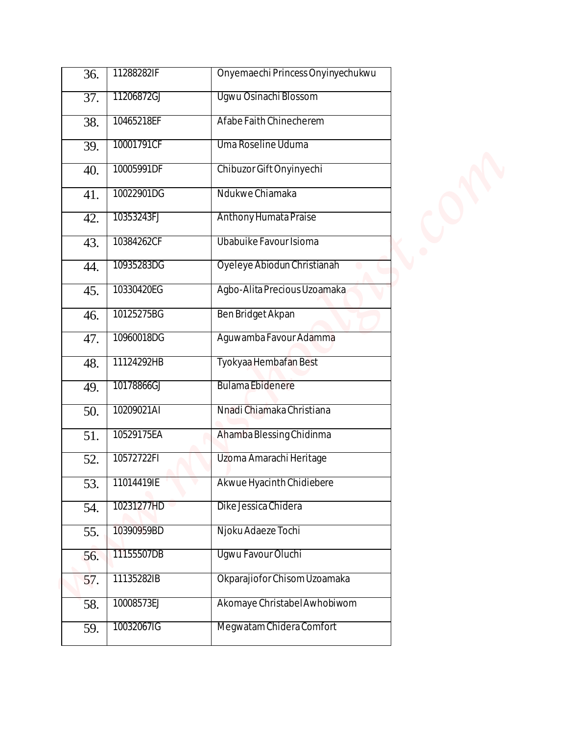| | | |
|---|---|---|
| 36. | 11288282IF | Onyemaechi Princess Onyinyechukwu |
| 37. | 11206872GJ | Ugwu Osinachi Blossom |
| 38. | 10465218EF | Afabe Faith Chinecherem |
| 39. | 10001791CF | Uma Roseline Uduma |
| 40. | 10005991DF | Chibuzor Gift Onyinyechi |
| 41. | 10022901DG | Ndukwe Chiamaka |
| 42. | 10353243FJ | Anthony Humata Praise |
| 43. | 10384262CF | Ubabuike Favour Isioma |
| 44. | 10935283DG | Oyeleye Abiodun Christianah |
| 45. | 10330420EG | Agbo-Alita Precious Uzoamaka |
| 46. | 10125275BG | Ben Bridget Akpan |
| 47. | 10960018DG | Aguwamba Favour Adamma |
| 48. | 11124292HB | Tyokyaa Hembafan Best |
| 49. | 10178866GJ | Bulama Ebidenere |
| 50. | 10209021AI | Nnadi Chiamaka Christiana |
| 51. | 10529175EA | Ahamba Blessing Chidinma |
| 52. | 10572722FI | Uzoma Amarachi Heritage |
| 53. | 11014419IE | Akwue Hyacinth Chidiebere |
| 54. | 10231277HD | Dike Jessica Chidera |
| 55. | 10390959BD | Njoku Adaeze Tochi |
| 56. | 11155507DB | Ugwu Favour Oluchi |
| 57. | 11135282IB | Okparajiofor Chisom Uzoamaka |
| 58. | 10008573EJ | Akomaye Christabel Awhobiwom |
| 59. | 10032067IG | Megwatam Chidera Comfort |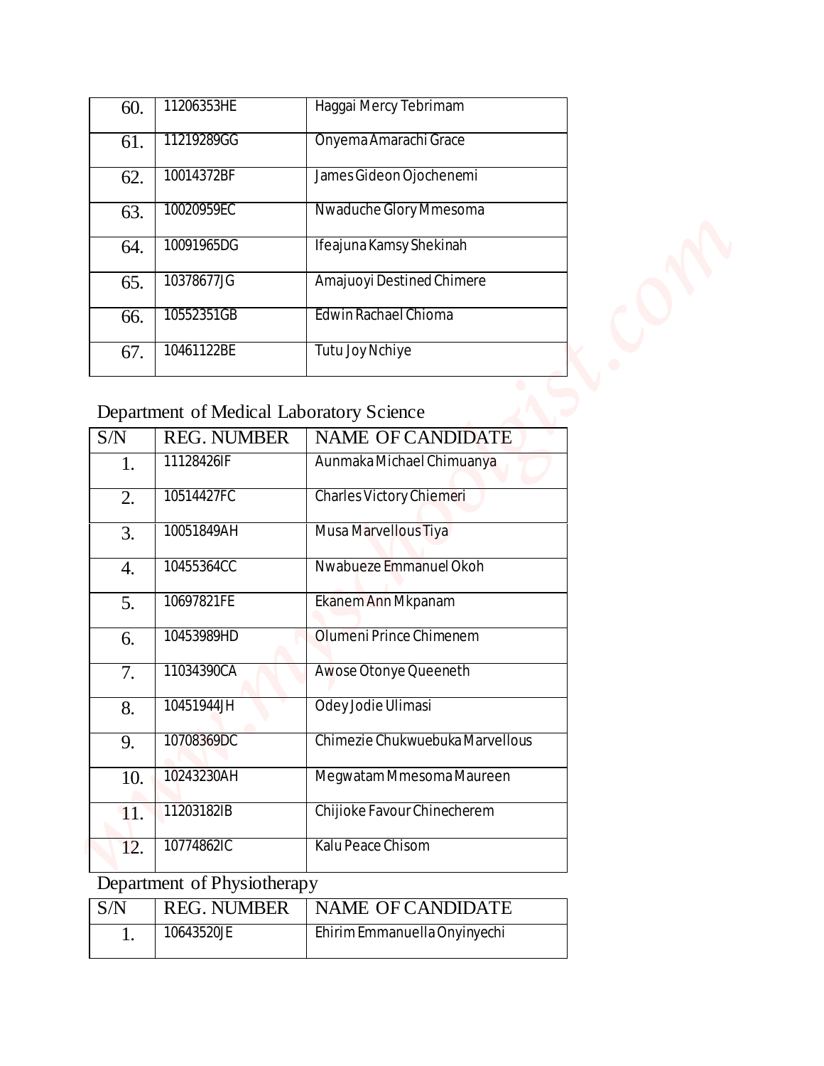| | | |
|---|---|---|
| 60. | 11206353HE | Haggai Mercy Tebrimam |
| 61. | 11219289GG | Onyema Amarachi Grace |
| 62. | 10014372BF | James Gideon Ojochenemi |
| 63. | 10020959EC | Nwaduche Glory Mmesoma |
| 64. | 10091965DG | Ifeajuna Kamsy Shekinah |
| 65. | 10378677JG | Amajuoyi Destined Chimere |
| 66. | 10552351GB | Edwin Rachael Chioma |
| 67. | 10461122BE | Tutu Joy Nchiye |

Department of Medical Laboratory Science

| S/N | REG. NUMBER | NAME OF CANDIDATE |
|---|---|---|
| 1. | 11128426IF | Aunmaka Michael Chimuanya |
| 2. | 10514427FC | Charles Victory Chiemeri |
| 3. | 10051849AH | Musa Marvellous Tiya |
| 4. | 10455364CC | Nwabueze Emmanuel Okoh |
| 5. | 10697821FE | Ekanem Ann Mkpanam |
| 6. | 10453989HD | Olumeni Prince Chimenem |
| 7. | 11034390CA | Awose Otonye Queeneth |
| 8. | 10451944JH | Odey Jodie Ulimasi |
| 9. | 10708369DC | Chimezie Chukwuebuka Marvellous |
| 10. | 10243230AH | Megwatam Mmesoma Maureen |
| 11. | 11203182IB | Chijioke Favour Chinecherem |
| 12. | 10774862IC | Kalu Peace Chisom |

Department of Physiotherapy

| S/N | REG. NUMBER | NAME OF CANDIDATE |
|---|---|---|
| 1. | 10643520JE | Ehirim Emmanuella Onyinyechi |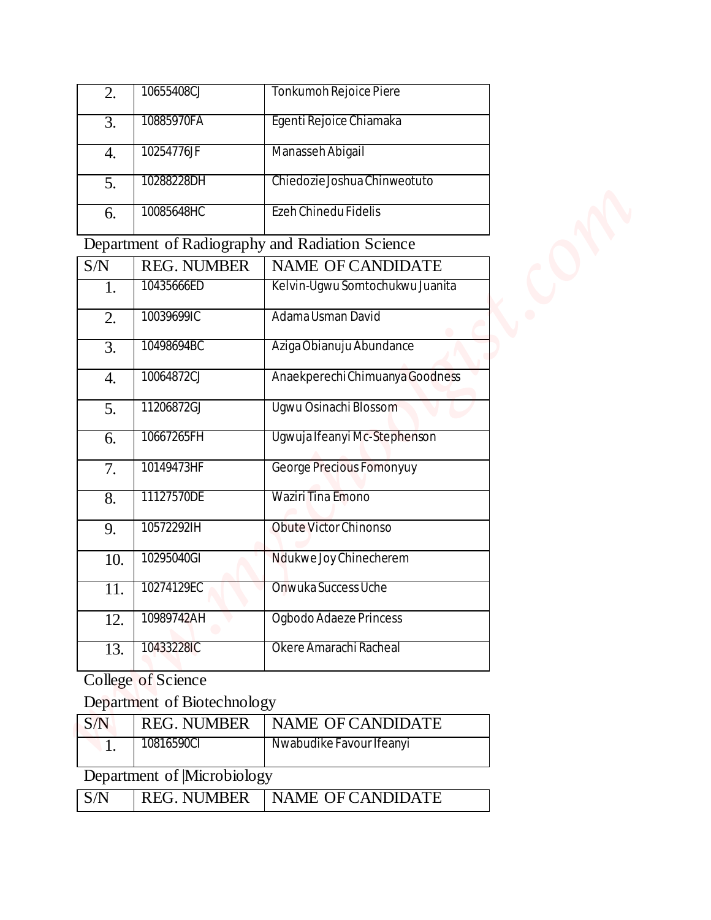| S/N | REG. NUMBER | NAME OF CANDIDATE |
|---|---|---|
| 2. | 10655408CJ | Tonkumoh Rejoice Piere |
| 3. | 10885970FA | Egenti Rejoice Chiamaka |
| 4. | 10254776JF | Manasseh Abigail |
| 5. | 10288228DH | Chiedozie Joshua Chinweotuto |
| 6. | 10085648HC | Ezeh Chinedu Fidelis |

Department of Radiography and Radiation Science

| S/N | REG. NUMBER | NAME OF CANDIDATE |
|---|---|---|
| 1. | 10435666ED | Kelvin-Ugwu Somtochukwu Juanita |
| 2. | 10039699IC | Adama Usman David |
| 3. | 10498694BC | Aziga Obianuju Abundance |
| 4. | 10064872CJ | Anaekperechi Chimuanya Goodness |
| 5. | 11206872GJ | Ugwu Osinachi Blossom |
| 6. | 10667265FH | Ugwuja Ifeanyi Mc-Stephenson |
| 7. | 10149473HF | George Precious Fomonyuy |
| 8. | 11127570DE | Waziri Tina Emono |
| 9. | 10572292IH | Obute Victor Chinonso |
| 10. | 10295040GI | Ndukwe Joy Chinecherem |
| 11. | 10274129EC | Onwuka Success Uche |
| 12. | 10989742AH | Ogbodo Adaeze Princess |
| 13. | 10433228IC | Okere Amarachi Racheal |

College of Science

Department of Biotechnology

| S/N | REG. NUMBER | NAME OF CANDIDATE |
|---|---|---|
| 1. | 10816590CI | Nwabudike Favour Ifeanyi |

Department of |Microbiology

| S/N | REG. NUMBER | NAME OF CANDIDATE |
|---|---|---|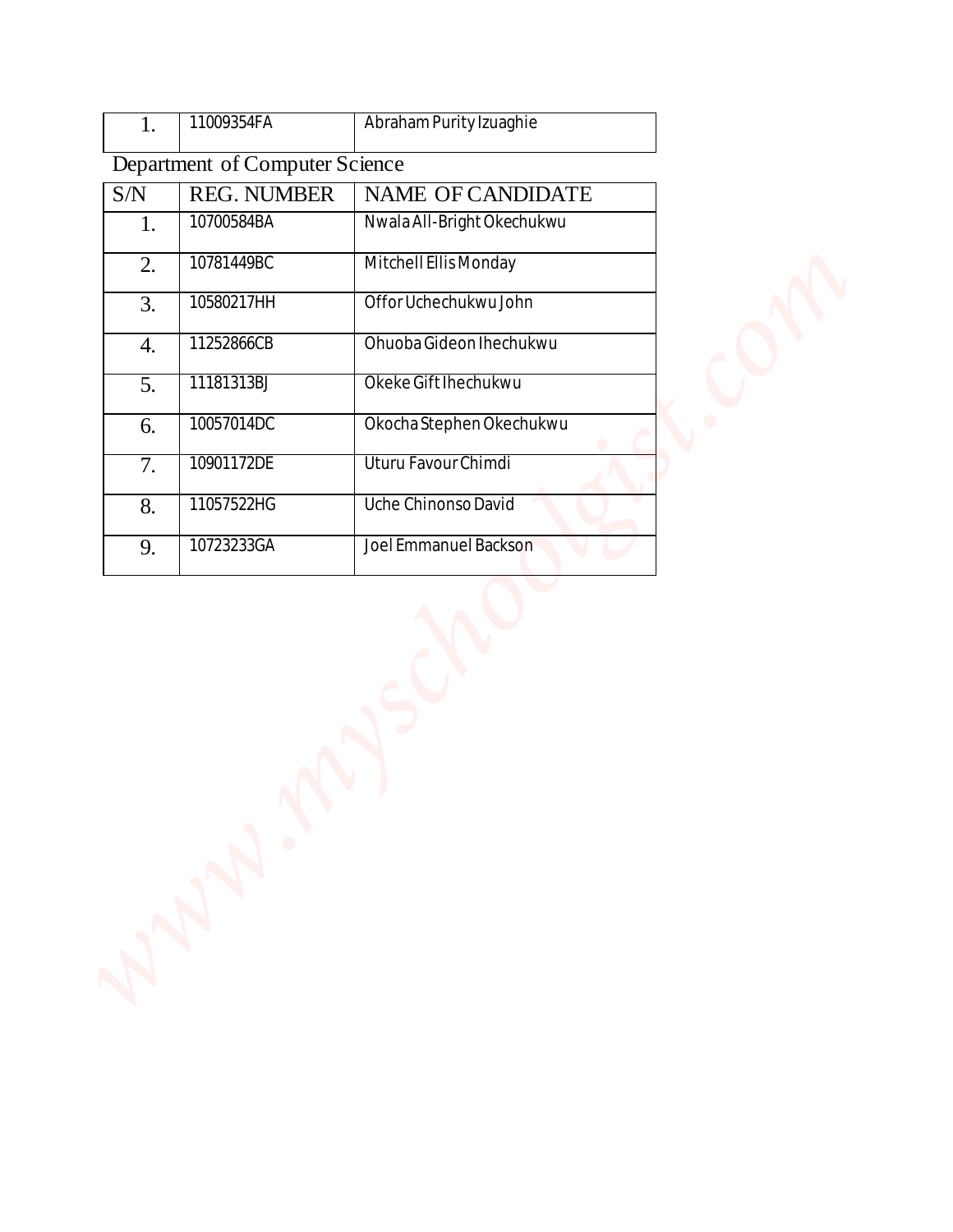| | | |
|---|---|---|
| 1. | 11009354FA | Abraham Purity Izuaghie |

Department of Computer Science

| S/N | REG. NUMBER | NAME OF CANDIDATE |
|---|---|---|
| 1. | 10700584BA | Nwala All-Bright Okechukwu |
| 2. | 10781449BC | Mitchell Ellis Monday |
| 3. | 10580217HH | Offor Uchechukwu John |
| 4. | 11252866CB | Ohuoba Gideon Ihechukwu |
| 5. | 11181313BJ | Okeke Gift Ihechukwu |
| 6. | 10057014DC | Okocha Stephen Okechukwu |
| 7. | 10901172DE | Uturu Favour Chimdi |
| 8. | 11057522HG | Uche Chinonso David |
| 9. | 10723233GA | Joel Emmanuel Backson |